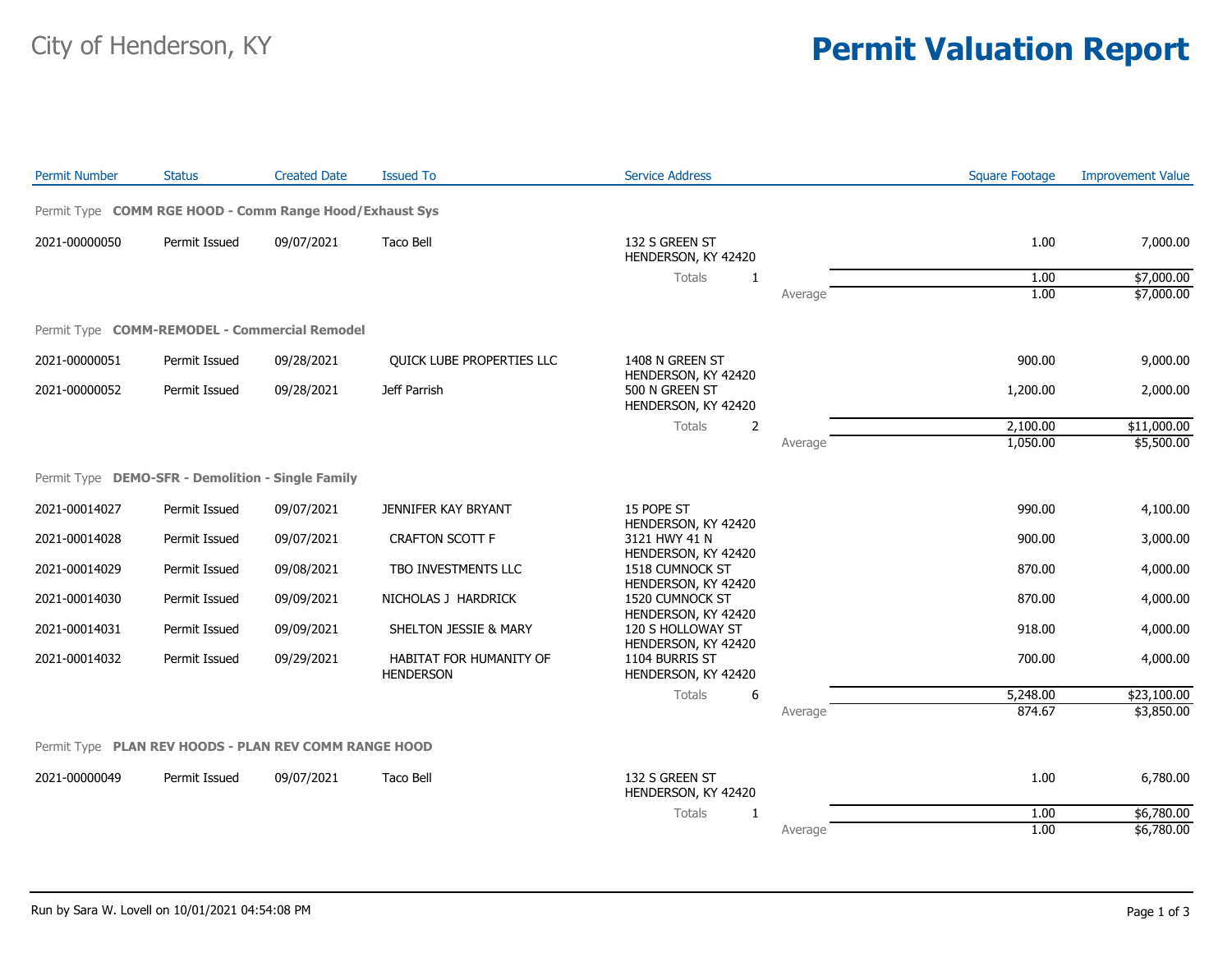City of Henderson, KY

# Permit Valuation Report

| Permit Number | Status | Created Date | Issued To | Service Address | | Square Footage | Improvement Value |
|---|---|---|---|---|---|---|---|
| **Permit Type COMM RGE HOOD - Comm Range Hood/Exhaust Sys** | | | | | | | |
| 2021-00000050 | Permit Issued | 09/07/2021 | Taco Bell | 132 S GREEN ST HENDERSON, KY 42420 | | 1.00 | 7,000.00 |
| | | | | Totals 1 | | 1.00 | $7,000.00 |
| | | | | | Average | 1.00 | $7,000.00 |
| **Permit Type COMM-REMODEL - Commercial Remodel** | | | | | | | |
| 2021-00000051 | Permit Issued | 09/28/2021 | QUICK LUBE PROPERTIES LLC | 1408 N GREEN ST HENDERSON, KY 42420 | | 900.00 | 9,000.00 |
| 2021-00000052 | Permit Issued | 09/28/2021 | Jeff Parrish | 500 N GREEN ST HENDERSON, KY 42420 | | 1,200.00 | 2,000.00 |
| | | | | Totals 2 | | 2,100.00 | $11,000.00 |
| | | | | | Average | 1,050.00 | $5,500.00 |
| **Permit Type DEMO-SFR - Demolition - Single Family** | | | | | | | |
| 2021-00014027 | Permit Issued | 09/07/2021 | JENNIFER KAY BRYANT | 15 POPE ST HENDERSON, KY 42420 | | 990.00 | 4,100.00 |
| 2021-00014028 | Permit Issued | 09/07/2021 | CRAFTON SCOTT F | 3121 HWY 41 N HENDERSON, KY 42420 | | 900.00 | 3,000.00 |
| 2021-00014029 | Permit Issued | 09/08/2021 | TBO INVESTMENTS LLC | 1518 CUMNOCK ST HENDERSON, KY 42420 | | 870.00 | 4,000.00 |
| 2021-00014030 | Permit Issued | 09/09/2021 | NICHOLAS J HARDRICK | 1520 CUMNOCK ST HENDERSON, KY 42420 | | 870.00 | 4,000.00 |
| 2021-00014031 | Permit Issued | 09/09/2021 | SHELTON JESSIE & MARY | 120 S HOLLOWAY ST HENDERSON, KY 42420 | | 918.00 | 4,000.00 |
| 2021-00014032 | Permit Issued | 09/29/2021 | HABITAT FOR HUMANITY OF HENDERSON | 1104 BURRIS ST HENDERSON, KY 42420 | | 700.00 | 4,000.00 |
| | | | | Totals 6 | | 5,248.00 | $23,100.00 |
| | | | | | Average | 874.67 | $3,850.00 |
| **Permit Type PLAN REV HOODS - PLAN REV COMM RANGE HOOD** | | | | | | | |
| 2021-00000049 | Permit Issued | 09/07/2021 | Taco Bell | 132 S GREEN ST HENDERSON, KY 42420 | | 1.00 | 6,780.00 |
| | | | | Totals 1 | | 1.00 | $6,780.00 |
| | | | | | Average | 1.00 | $6,780.00 |

Run by Sara W. Lovell on 10/01/2021 04:54:08 PM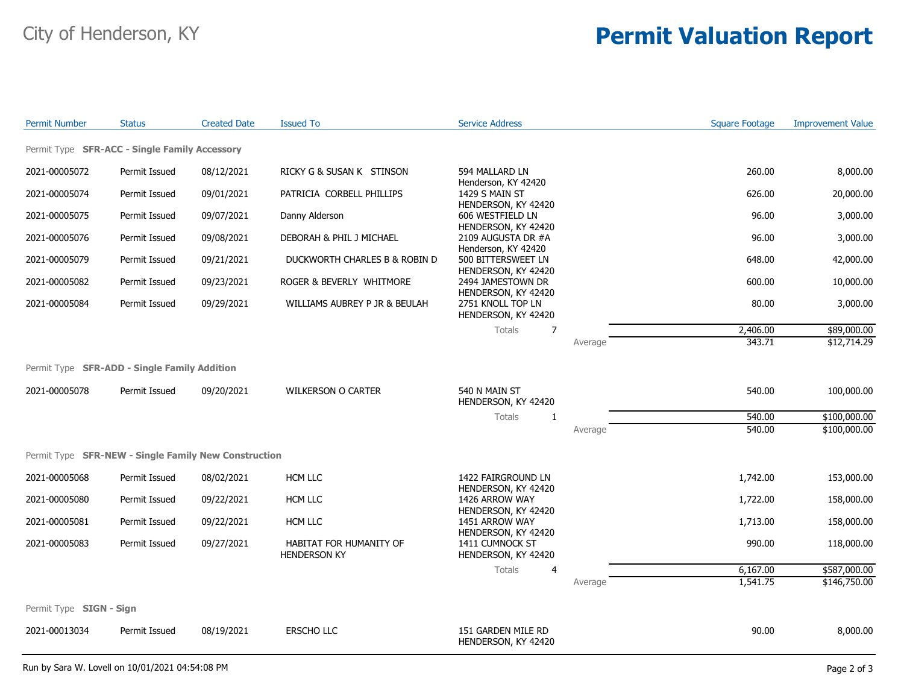# City of Henderson, KY

# Permit Valuation Report

| Permit Number | Status | Created Date | Issued To | Service Address | | Square Footage | Improvement Value |
|---|---|---|---|---|---|---|---|
| **Permit Type SFR-ACC - Single Family Accessory** | | | | | | | |
| 2021-00005072 | Permit Issued | 08/12/2021 | RICKY G & SUSAN K STINSON | 594 MALLARD LN Henderson, KY 42420 | | 260.00 | 8,000.00 |
| 2021-00005074 | Permit Issued | 09/01/2021 | PATRICIA CORBELL PHILLIPS | 1429 S MAIN ST HENDERSON, KY 42420 | | 626.00 | 20,000.00 |
| 2021-00005075 | Permit Issued | 09/07/2021 | Danny Alderson | 606 WESTFIELD LN HENDERSON, KY 42420 | | 96.00 | 3,000.00 |
| 2021-00005076 | Permit Issued | 09/08/2021 | DEBORAH & PHIL J MICHAEL | 2109 AUGUSTA DR #A Henderson, KY 42420 | | 96.00 | 3,000.00 |
| 2021-00005079 | Permit Issued | 09/21/2021 | DUCKWORTH CHARLES B & ROBIN D | 500 BITTERSWEET LN HENDERSON, KY 42420 | | 648.00 | 42,000.00 |
| 2021-00005082 | Permit Issued | 09/23/2021 | ROGER & BEVERLY WHITMORE | 2494 JAMESTOWN DR HENDERSON, KY 42420 | | 600.00 | 10,000.00 |
| 2021-00005084 | Permit Issued | 09/29/2021 | WILLIAMS AUBREY P JR & BEULAH | 2751 KNOLL TOP LN HENDERSON, KY 42420 | | 80.00 | 3,000.00 |
| | | | | Totals 7 | | 2,406.00 | $89,000.00 |
| | | | | | Average | 343.71 | $12,714.29 |
| **Permit Type SFR-ADD - Single Family Addition** | | | | | | | |
| 2021-00005078 | Permit Issued | 09/20/2021 | WILKERSON O CARTER | 540 N MAIN ST HENDERSON, KY 42420 | | 540.00 | 100,000.00 |
| | | | | Totals 1 | | 540.00 | $100,000.00 |
| | | | | | Average | 540.00 | $100,000.00 |
| **Permit Type SFR-NEW - Single Family New Construction** | | | | | | | |
| 2021-00005068 | Permit Issued | 08/02/2021 | HCM LLC | 1422 FAIRGROUND LN HENDERSON, KY 42420 | | 1,742.00 | 153,000.00 |
| 2021-00005080 | Permit Issued | 09/22/2021 | HCM LLC | 1426 ARROW WAY HENDERSON, KY 42420 | | 1,722.00 | 158,000.00 |
| 2021-00005081 | Permit Issued | 09/22/2021 | HCM LLC | 1451 ARROW WAY HENDERSON, KY 42420 | | 1,713.00 | 158,000.00 |
| 2021-00005083 | Permit Issued | 09/27/2021 | HABITAT FOR HUMANITY OF HENDERSON KY | 1411 CUMNOCK ST HENDERSON, KY 42420 | | 990.00 | 118,000.00 |
| | | | | Totals 4 | | 6,167.00 | $587,000.00 |
| | | | | | Average | 1,541.75 | $146,750.00 |
| **Permit Type SIGN - Sign** | | | | | | | |
| 2021-00013034 | Permit Issued | 08/19/2021 | ERSCHO LLC | 151 GARDEN MILE RD HENDERSON, KY 42420 | | 90.00 | 8,000.00 |

Run by Sara W. Lovell on 10/01/2021 04:54:08 PM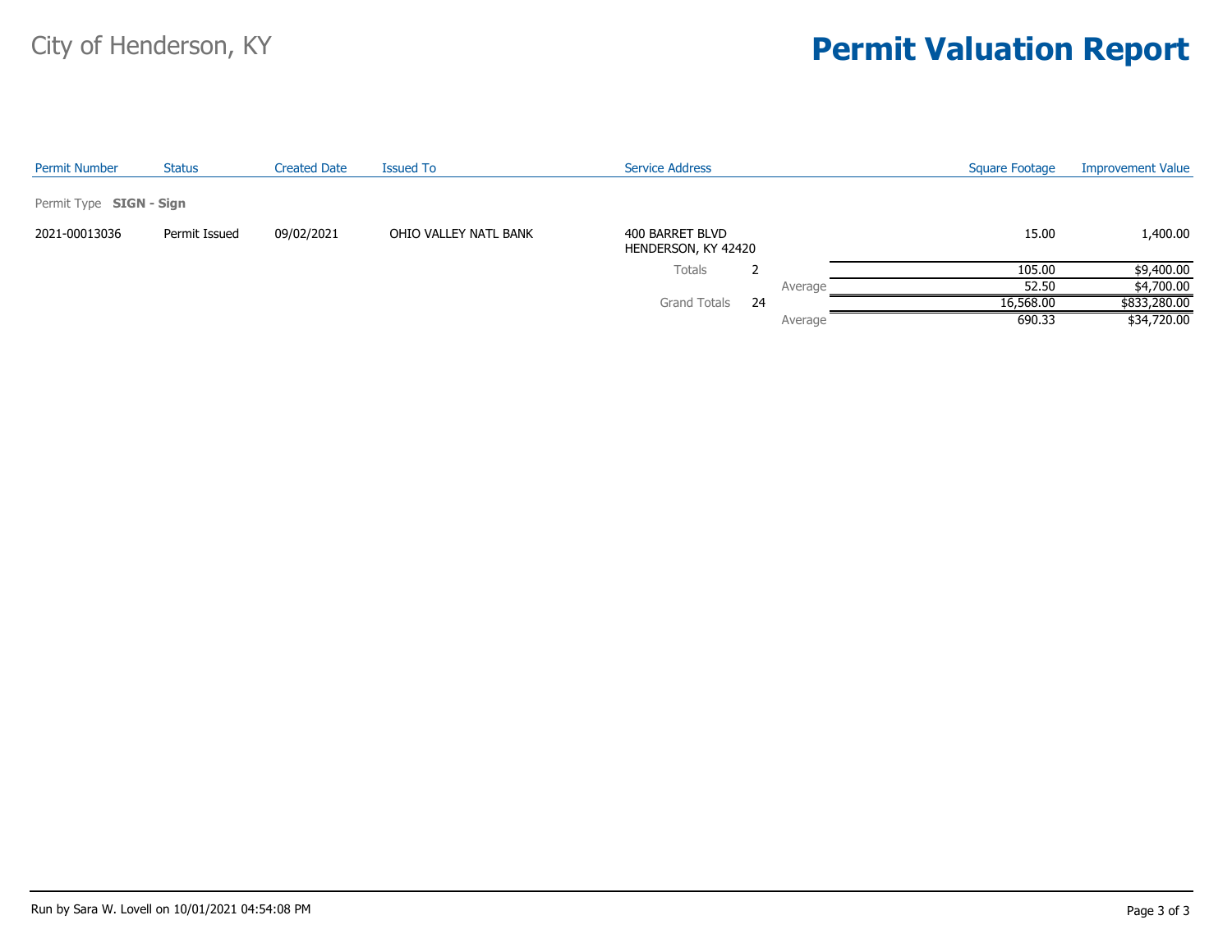City of Henderson, KY

# Permit Valuation Report

| Permit Number | Status | Created Date | Issued To | Service Address | | | Square Footage | Improvement Value |
|---|---|---|---|---|---|---|---|---|
| Permit Type **SIGN - Sign** | | | | | | | | |
| 2021-00013036 | Permit Issued | 09/02/2021 | OHIO VALLEY NATL BANK | 400 BARRET BLVD HENDERSON, KY 42420 | | | 15.00 | 1,400.00 |
| | | | | Totals | 2 | | 105.00 | $9,400.00 |
| | | | | | | Average | 52.50 | $4,700.00 |
| | | | | Grand Totals | 24 | | 16,568.00 | $833,280.00 |
| | | | | | | Average | 690.33 | $34,720.00 |

Run by Sara W. Lovell on 10/01/2021 04:54:08 PM